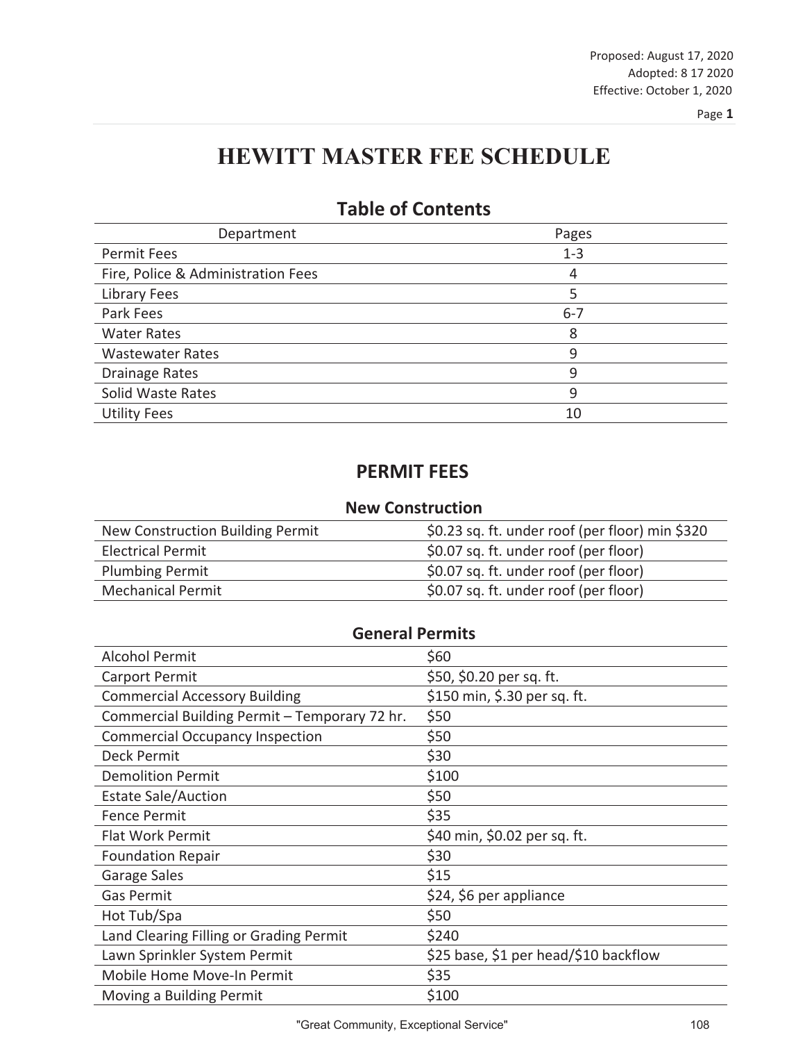Proposed: August 17, 2020
Adopted: 8 17 2020
Effective: October 1, 2020

# HEWITT MASTER FEE SCHEDULE

## Table of Contents

| Department | Pages |
|---|---|
| Permit Fees | 1-3 |
| Fire, Police & Administration Fees | 4 |
| Library Fees | 5 |
| Park Fees | 6-7 |
| Water Rates | 8 |
| Wastewater Rates | 9 |
| Drainage Rates | 9 |
| Solid Waste Rates | 9 |
| Utility Fees | 10 |

## PERMIT FEES

### New Construction

| | |
|---|---|
| New Construction Building Permit | $0.23 sq. ft. under roof (per floor) min $320 |
| Electrical Permit | $0.07 sq. ft. under roof (per floor) |
| Plumbing Permit | $0.07 sq. ft. under roof (per floor) |
| Mechanical Permit | $0.07 sq. ft. under roof (per floor) |

### General Permits

| | |
|---|---|
| Alcohol Permit | $60 |
| Carport Permit | $50, $0.20 per sq. ft. |
| Commercial Accessory Building | $150 min, $.30 per sq. ft. |
| Commercial Building Permit – Temporary 72 hr. | $50 |
| Commercial Occupancy Inspection | $50 |
| Deck Permit | $30 |
| Demolition Permit | $100 |
| Estate Sale/Auction | $50 |
| Fence Permit | $35 |
| Flat Work Permit | $40 min, $0.02 per sq. ft. |
| Foundation Repair | $30 |
| Garage Sales | $15 |
| Gas Permit | $24, $6 per appliance |
| Hot Tub/Spa | $50 |
| Land Clearing Filling or Grading Permit | $240 |
| Lawn Sprinkler System Permit | $25 base, $1 per head/$10 backflow |
| Mobile Home Move-In Permit | $35 |
| Moving a Building Permit | $100 |

"Great Community, Exceptional Service"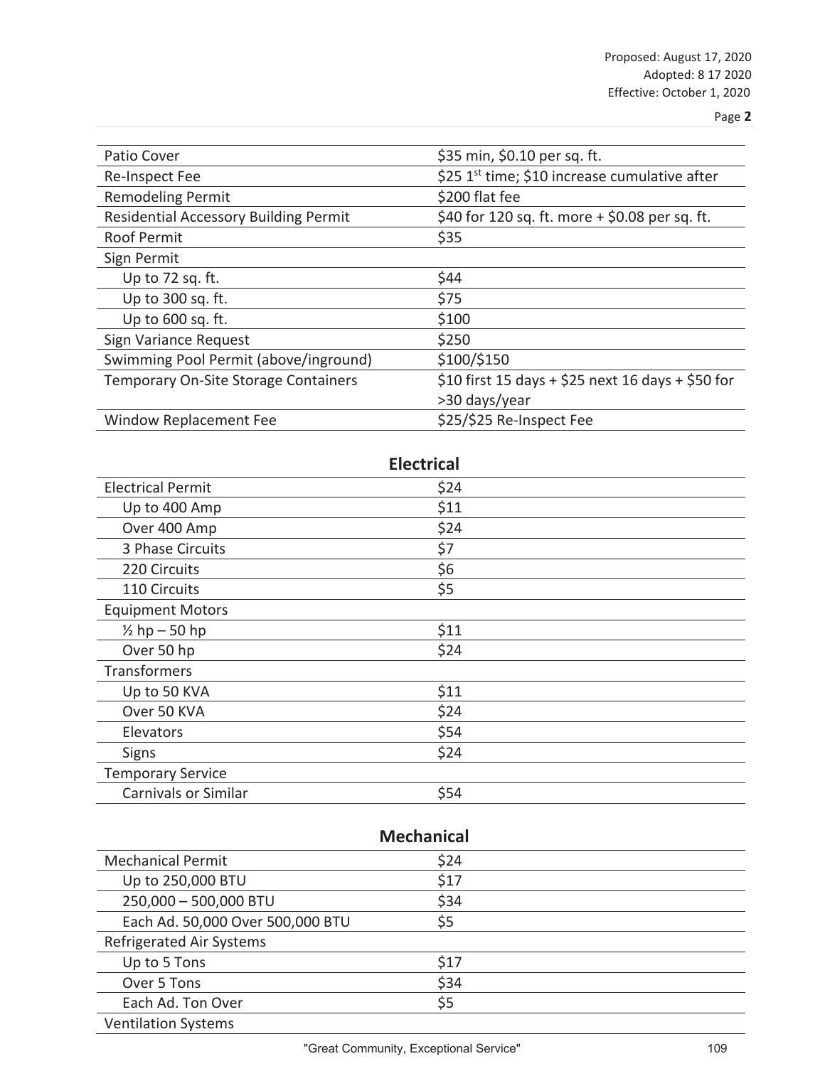| | |
|---|---|
| Patio Cover | $35 min, $0.10 per sq. ft. |
| Re-Inspect Fee | $25 1st time; $10 increase cumulative after |
| Remodeling Permit | $200 flat fee |
| Residential Accessory Building Permit | $40 for 120 sq. ft. more + $0.08 per sq. ft. |
| Roof Permit | $35 |
| Sign Permit | |
| Up to 72 sq. ft. | $44 |
| Up to 300 sq. ft. | $75 |
| Up to 600 sq. ft. | $100 |
| Sign Variance Request | $250 |
| Swimming Pool Permit (above/inground) | $100/$150 |
| Temporary On-Site Storage Containers | $10 first 15 days + $25 next 16 days + $50 for >30 days/year |
| Window Replacement Fee | $25/$25 Re-Inspect Fee |

## Electrical

| | |
|---|---|
| Electrical Permit | $24 |
| Up to 400 Amp | $11 |
| Over 400 Amp | $24 |
| 3 Phase Circuits | $7 |
| 220 Circuits | $6 |
| 110 Circuits | $5 |
| Equipment Motors | |
| ½ hp – 50 hp | $11 |
| Over 50 hp | $24 |
| Transformers | |
| Up to 50 KVA | $11 |
| Over 50 KVA | $24 |
| Elevators | $54 |
| Signs | $24 |
| Temporary Service | |
| Carnivals or Similar | $54 |

## Mechanical

| | |
|---|---|
| Mechanical Permit | $24 |
| Up to 250,000 BTU | $17 |
| 250,000 – 500,000 BTU | $34 |
| Each Ad. 50,000 Over 500,000 BTU | $5 |
| Refrigerated Air Systems | |
| Up to 5 Tons | $17 |
| Over 5 Tons | $34 |
| Each Ad. Ton Over | $5 |
| Ventilation Systems | |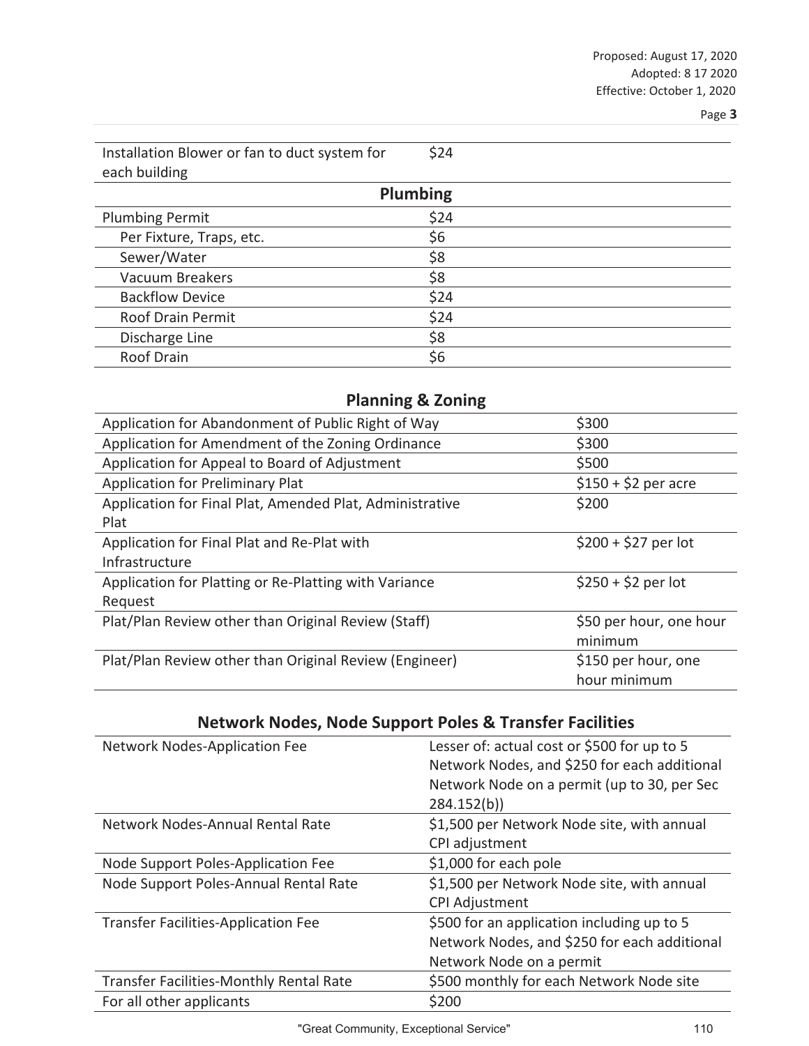| | |
|---|---|
| Installation Blower or fan to duct system for each building | $24 |
| **Plumbing** | |
| Plumbing Permit | $24 |
| Per Fixture, Traps, etc. | $6 |
| Sewer/Water | $8 |
| Vacuum Breakers | $8 |
| Backflow Device | $24 |
| Roof Drain Permit | $24 |
| Discharge Line | $8 |
| Roof Drain | $6 |

## Planning & Zoning

| | |
|---|---|
| Application for Abandonment of Public Right of Way | $300 |
| Application for Amendment of the Zoning Ordinance | $300 |
| Application for Appeal to Board of Adjustment | $500 |
| Application for Preliminary Plat | $150 + $2 per acre |
| Application for Final Plat, Amended Plat, Administrative Plat | $200 |
| Application for Final Plat and Re-Plat with Infrastructure | $200 + $27 per lot |
| Application for Platting or Re-Platting with Variance Request | $250 + $2 per lot |
| Plat/Plan Review other than Original Review (Staff) | $50 per hour, one hour minimum |
| Plat/Plan Review other than Original Review (Engineer) | $150 per hour, one hour minimum |

## Network Nodes, Node Support Poles & Transfer Facilities

| | |
|---|---|
| Network Nodes-Application Fee | Lesser of: actual cost or $500 for up to 5 Network Nodes, and $250 for each additional Network Node on a permit (up to 30, per Sec 284.152(b)) |
| Network Nodes-Annual Rental Rate | $1,500 per Network Node site, with annual CPI adjustment |
| Node Support Poles-Application Fee | $1,000 for each pole |
| Node Support Poles-Annual Rental Rate | $1,500 per Network Node site, with annual CPI Adjustment |
| Transfer Facilities-Application Fee | $500 for an application including up to 5 Network Nodes, and $250 for each additional Network Node on a permit |
| Transfer Facilities-Monthly Rental Rate | $500 monthly for each Network Node site |
| For all other applicants | $200 |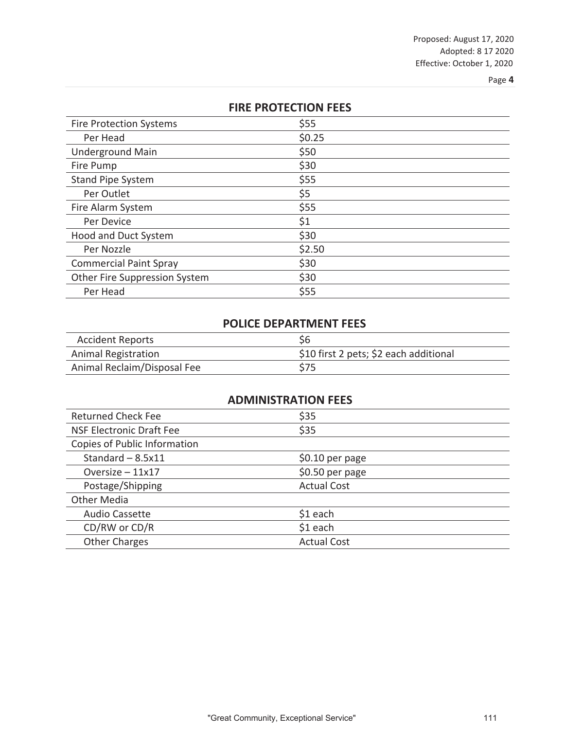## FIRE PROTECTION FEES

| | |
|---|---|
| Fire Protection Systems | $55 |
| Per Head | $0.25 |
| Underground Main | $50 |
| Fire Pump | $30 |
| Stand Pipe System | $55 |
| Per Outlet | $5 |
| Fire Alarm System | $55 |
| Per Device | $1 |
| Hood and Duct System | $30 |
| Per Nozzle | $2.50 |
| Commercial Paint Spray | $30 |
| Other Fire Suppression System | $30 |
| Per Head | $55 |

## POLICE DEPARTMENT FEES

| | |
|---|---|
| Accident Reports | $6 |
| Animal Registration | $10 first 2 pets; $2 each additional |
| Animal Reclaim/Disposal Fee | $75 |

## ADMINISTRATION FEES

| | |
|---|---|
| Returned Check Fee | $35 |
| NSF Electronic Draft Fee | $35 |
| Copies of Public Information | |
| Standard – 8.5x11 | $0.10 per page |
| Oversize – 11x17 | $0.50 per page |
| Postage/Shipping | Actual Cost |
| Other Media | |
| Audio Cassette | $1 each |
| CD/RW or CD/R | $1 each |
| Other Charges | Actual Cost |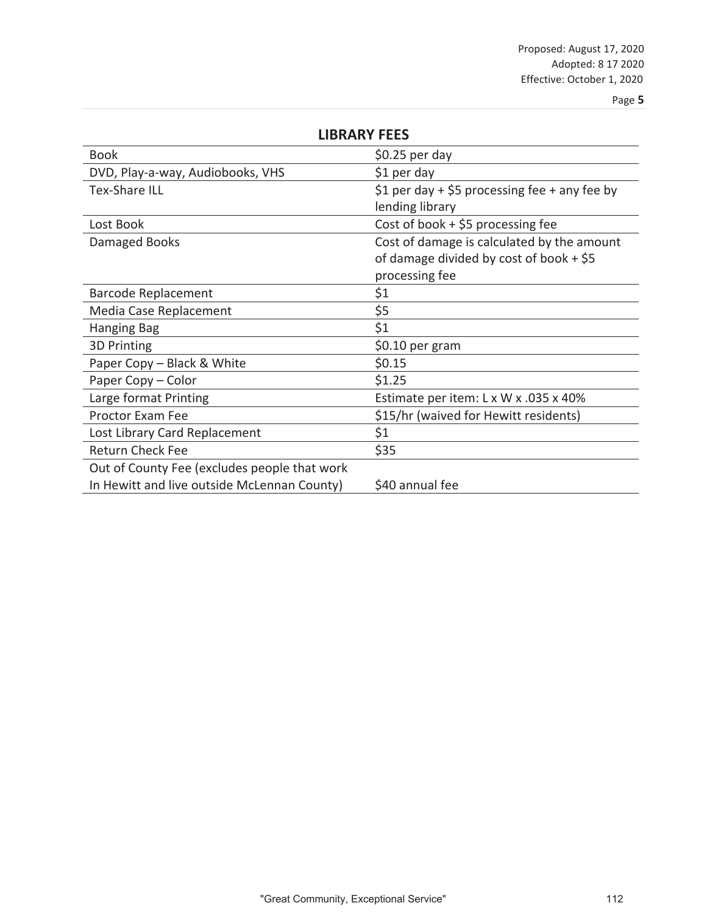## LIBRARY FEES

| Book | $0.25 per day |
|---|---|
| DVD, Play-a-way, Audiobooks, VHS | $1 per day |
| Tex-Share ILL | $1 per day + $5 processing fee + any fee by lending library |
| Lost Book | Cost of book + $5 processing fee |
| Damaged Books | Cost of damage is calculated by the amount of damage divided by cost of book + $5 processing fee |
| Barcode Replacement | $1 |
| Media Case Replacement | $5 |
| Hanging Bag | $1 |
| 3D Printing | $0.10 per gram |
| Paper Copy – Black & White | $0.15 |
| Paper Copy – Color | $1.25 |
| Large format Printing | Estimate per item: L x W x .035 x 40% |
| Proctor Exam Fee | $15/hr (waived for Hewitt residents) |
| Lost Library Card Replacement | $1 |
| Return Check Fee | $35 |
| Out of County Fee (excludes people that work In Hewitt and live outside McLennan County) | $40 annual fee |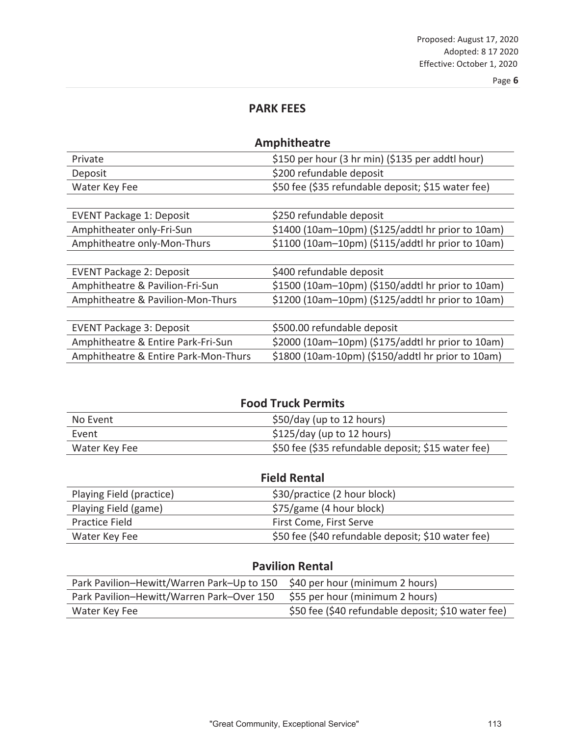Proposed: August 17, 2020
Adopted: 8 17 2020
Effective: October 1, 2020

# PARK FEES

## Amphitheatre

| | |
|---|---|
| Private | $150 per hour (3 hr min) ($135 per addtl hour) |
| Deposit | $200 refundable deposit |
| Water Key Fee | $50 fee ($35 refundable deposit; $15 water fee) |
| | |
| EVENT Package 1: Deposit | $250 refundable deposit |
| Amphitheater only-Fri-Sun | $1400 (10am–10pm) ($125/addtl hr prior to 10am) |
| Amphitheatre only-Mon-Thurs | $1100 (10am–10pm) ($115/addtl hr prior to 10am) |
| | |
| EVENT Package 2: Deposit | $400 refundable deposit |
| Amphitheatre & Pavilion-Fri-Sun | $1500 (10am–10pm) ($150/addtl hr prior to 10am) |
| Amphitheatre & Pavilion-Mon-Thurs | $1200 (10am–10pm) ($125/addtl hr prior to 10am) |
| | |
| EVENT Package 3: Deposit | $500.00 refundable deposit |
| Amphitheatre & Entire Park-Fri-Sun | $2000 (10am–10pm) ($175/addtl hr prior to 10am) |
| Amphitheatre & Entire Park-Mon-Thurs | $1800 (10am-10pm) ($150/addtl hr prior to 10am) |

## Food Truck Permits

| | |
|---|---|
| No Event | $50/day (up to 12 hours) |
| Event | $125/day (up to 12 hours) |
| Water Key Fee | $50 fee ($35 refundable deposit; $15 water fee) |

## Field Rental

| | |
|---|---|
| Playing Field (practice) | $30/practice (2 hour block) |
| Playing Field (game) | $75/game (4 hour block) |
| Practice Field | First Come, First Serve |
| Water Key Fee | $50 fee ($40 refundable deposit; $10 water fee) |

## Pavilion Rental

| | |
|---|---|
| Park Pavilion–Hewitt/Warren Park–Up to 150 | $40 per hour (minimum 2 hours) |
| Park Pavilion–Hewitt/Warren Park–Over 150 | $55 per hour (minimum 2 hours) |
| Water Key Fee | $50 fee ($40 refundable deposit; $10 water fee) |

"Great Community, Exceptional Service"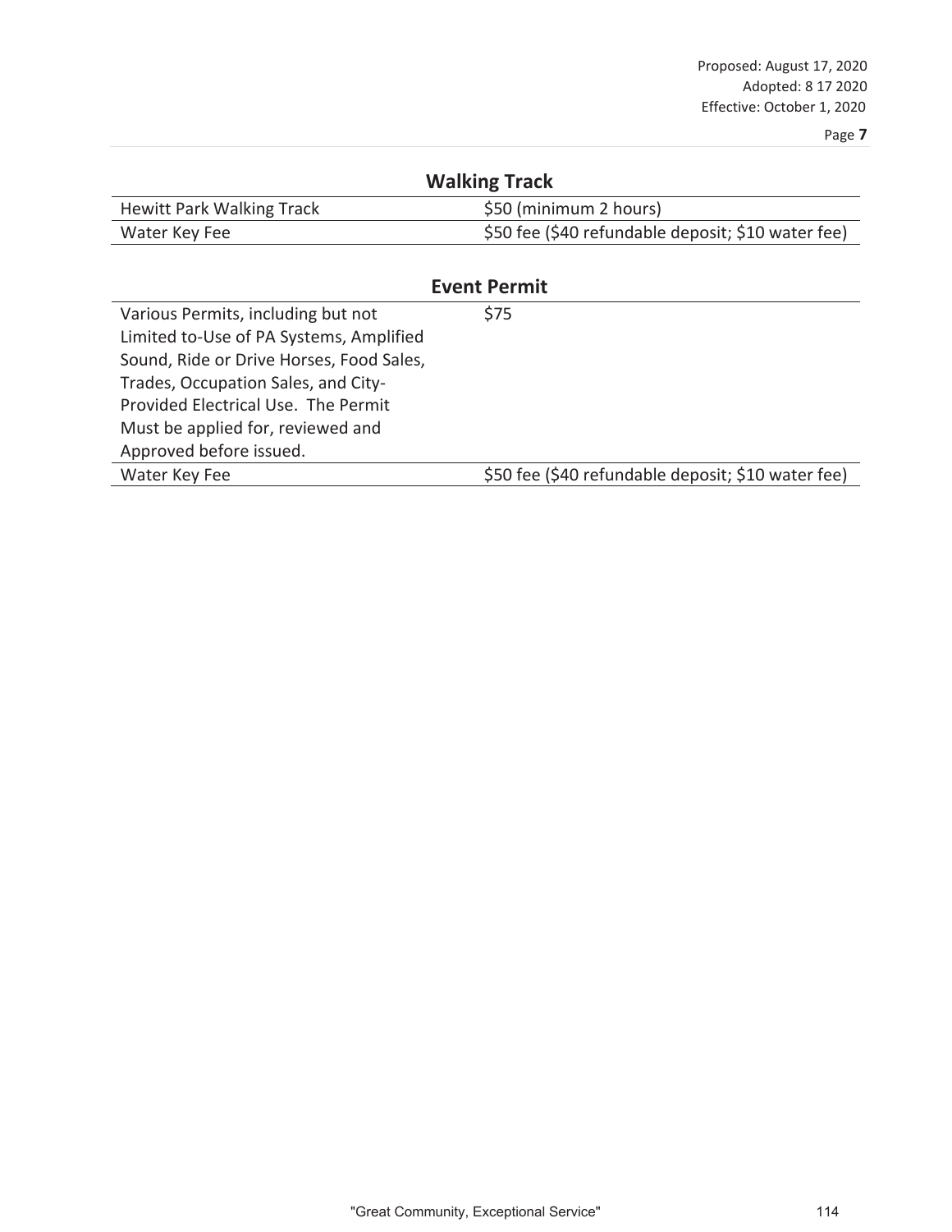## Walking Track

| | |
|---|---|
| Hewitt Park Walking Track | $50 (minimum 2 hours) |
| Water Key Fee | $50 fee ($40 refundable deposit; $10 water fee) |

## Event Permit

| | |
|---|---|
| Various Permits, including but not Limited to-Use of PA Systems, Amplified Sound, Ride or Drive Horses, Food Sales, Trades, Occupation Sales, and City-Provided Electrical Use. The Permit Must be applied for, reviewed and Approved before issued. | $75 |
| Water Key Fee | $50 fee ($40 refundable deposit; $10 water fee) |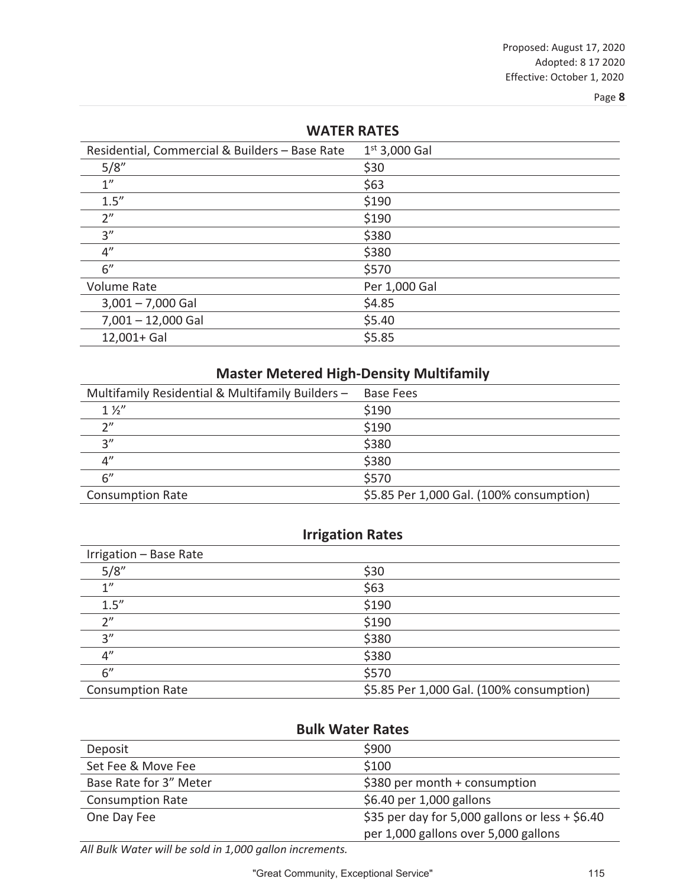## WATER RATES

| Residential, Commercial & Builders – Base Rate | 1st 3,000 Gal |
|---|---|
| 5/8” | $30 |
| 1” | $63 |
| 1.5” | $190 |
| 2” | $190 |
| 3” | $380 |
| 4” | $380 |
| 6” | $570 |
| Volume Rate | Per 1,000 Gal |
| 3,001 – 7,000 Gal | $4.85 |
| 7,001 – 12,000 Gal | $5.40 |
| 12,001+ Gal | $5.85 |

## Master Metered High-Density Multifamily

| Multifamily Residential & Multifamily Builders – | Base Fees |
|---|---|
| 1 ½” | $190 |
| 2” | $190 |
| 3” | $380 |
| 4” | $380 |
| 6” | $570 |
| Consumption Rate | $5.85 Per 1,000 Gal. (100% consumption) |

## Irrigation Rates

| Irrigation – Base Rate | |
|---|---|
| 5/8” | $30 |
| 1” | $63 |
| 1.5” | $190 |
| 2” | $190 |
| 3” | $380 |
| 4” | $380 |
| 6” | $570 |
| Consumption Rate | $5.85 Per 1,000 Gal. (100% consumption) |

## Bulk Water Rates

| Deposit | $900 |
|---|---|
| Set Fee & Move Fee | $100 |
| Base Rate for 3” Meter | $380 per month + consumption |
| Consumption Rate | $6.40 per 1,000 gallons |
| One Day Fee | $35 per day for 5,000 gallons or less + $6.40 per 1,000 gallons over 5,000 gallons |

*All Bulk Water will be sold in 1,000 gallon increments.*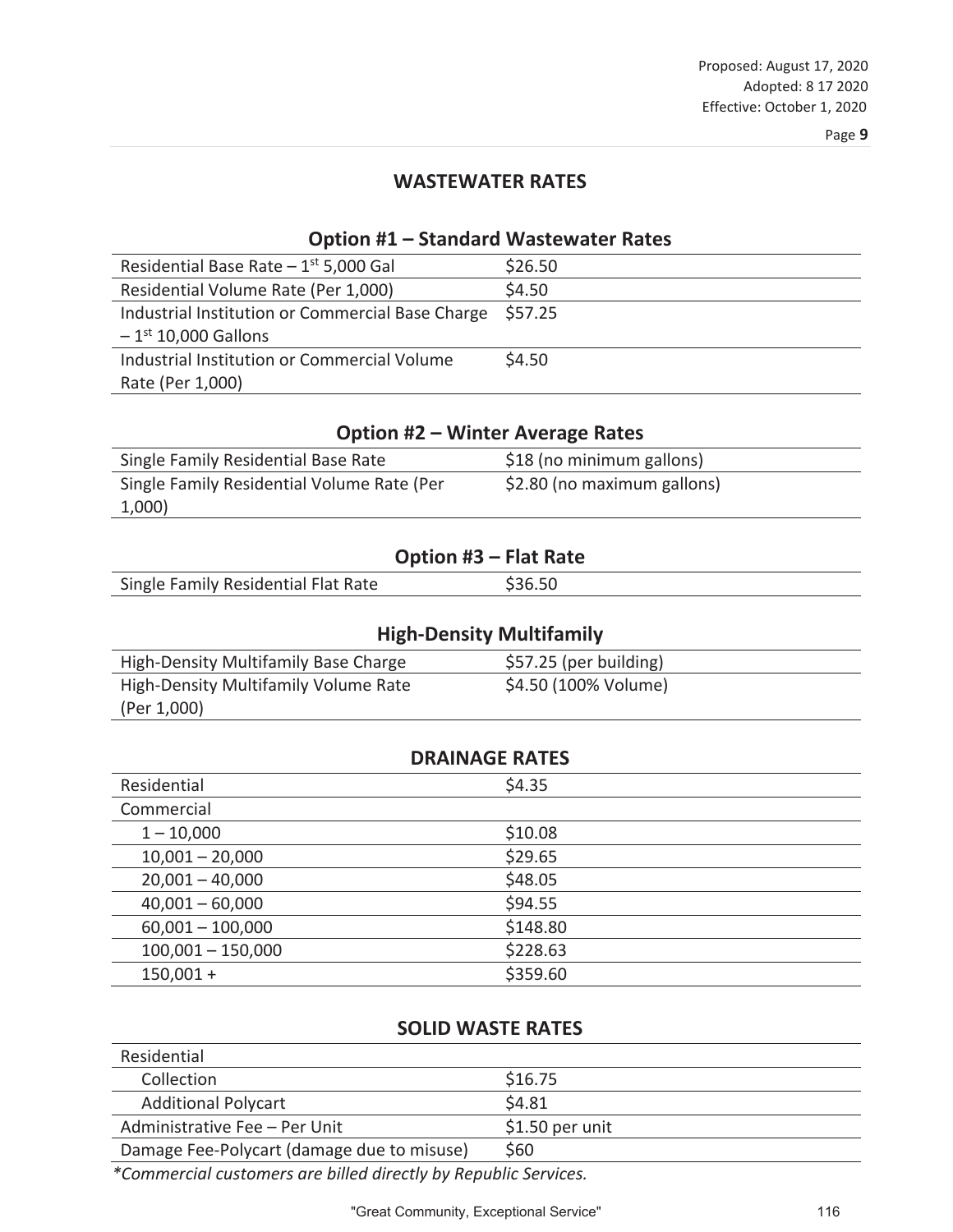Proposed: August 17, 2020
Adopted: 8 17 2020
Effective: October 1, 2020

## WASTEWATER RATES

### Option #1 – Standard Wastewater Rates

| | |
|---|---|
| Residential Base Rate – 1st 5,000 Gal | $26.50 |
| Residential Volume Rate (Per 1,000) | $4.50 |
| Industrial Institution or Commercial Base Charge – 1st 10,000 Gallons | $57.25 |
| Industrial Institution or Commercial Volume Rate (Per 1,000) | $4.50 |

### Option #2 – Winter Average Rates

| | |
|---|---|
| Single Family Residential Base Rate | $18 (no minimum gallons) |
| Single Family Residential Volume Rate (Per 1,000) | $2.80 (no maximum gallons) |

### Option #3 – Flat Rate

| | |
|---|---|
| Single Family Residential Flat Rate | $36.50 |

### High-Density Multifamily

| | |
|---|---|
| High-Density Multifamily Base Charge | $57.25 (per building) |
| High-Density Multifamily Volume Rate (Per 1,000) | $4.50 (100% Volume) |

## DRAINAGE RATES

| | |
|---|---|
| Residential | $4.35 |
| Commercial | |
| 1 – 10,000 | $10.08 |
| 10,001 – 20,000 | $29.65 |
| 20,001 – 40,000 | $48.05 |
| 40,001 – 60,000 | $94.55 |
| 60,001 – 100,000 | $148.80 |
| 100,001 – 150,000 | $228.63 |
| 150,001 + | $359.60 |

## SOLID WASTE RATES

| | |
|---|---|
| Residential | |
| Collection | $16.75 |
| Additional Polycart | $4.81 |
| Administrative Fee – Per Unit | $1.50 per unit |
| Damage Fee-Polycart (damage due to misuse) | $60 |

*\*Commercial customers are billed directly by Republic Services.*

"Great Community, Exceptional Service"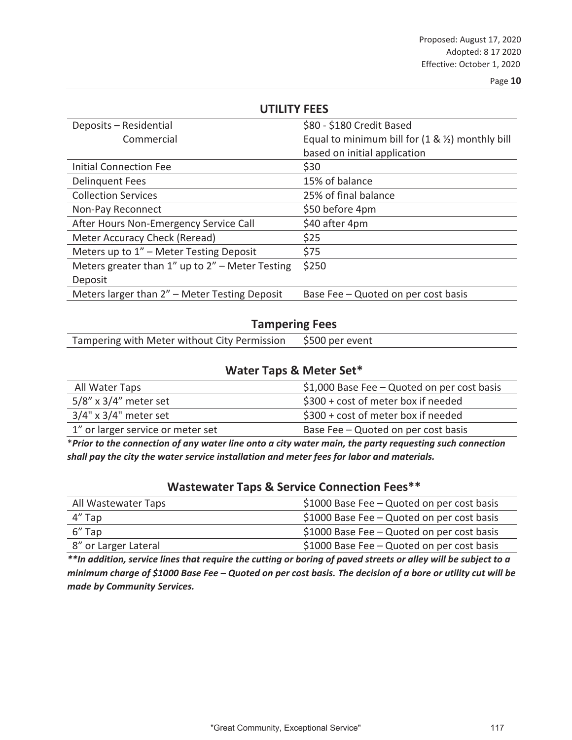## UTILITY FEES

| | |
|---|---|
| Deposits – Residential | $80 - $180 Credit Based |
| Commercial | Equal to minimum bill for (1 & ½) monthly bill based on initial application |
| Initial Connection Fee | $30 |
| Delinquent Fees | 15% of balance |
| Collection Services | 25% of final balance |
| Non-Pay Reconnect | $50 before 4pm |
| After Hours Non-Emergency Service Call | $40 after 4pm |
| Meter Accuracy Check (Reread) | $25 |
| Meters up to 1" – Meter Testing Deposit | $75 |
| Meters greater than 1" up to 2" – Meter Testing Deposit | $250 |
| Meters larger than 2" – Meter Testing Deposit | Base Fee – Quoted on per cost basis |

## Tampering Fees

| | |
|---|---|
| Tampering with Meter without City Permission | $500 per event |

## Water Taps & Meter Set*

| | |
|---|---|
| All Water Taps | $1,000 Base Fee – Quoted on per cost basis |
| 5/8" x 3/4" meter set | $300 + cost of meter box if needed |
| 3/4" x 3/4" meter set | $300 + cost of meter box if needed |
| 1" or larger service or meter set | Base Fee – Quoted on per cost basis |

\****Prior to the connection of any water line onto a city water main, the party requesting such connection shall pay the city the water service installation and meter fees for labor and materials.***

## Wastewater Taps & Service Connection Fees**

| | |
|---|---|
| All Wastewater Taps | $1000 Base Fee – Quoted on per cost basis |
| 4" Tap | $1000 Base Fee – Quoted on per cost basis |
| 6" Tap | $1000 Base Fee – Quoted on per cost basis |
| 8" or Larger Lateral | $1000 Base Fee – Quoted on per cost basis |

***\*\*In addition, service lines that require the cutting or boring of paved streets or alley will be subject to a minimum charge of $1000 Base Fee – Quoted on per cost basis. The decision of a bore or utility cut will be made by Community Services.***